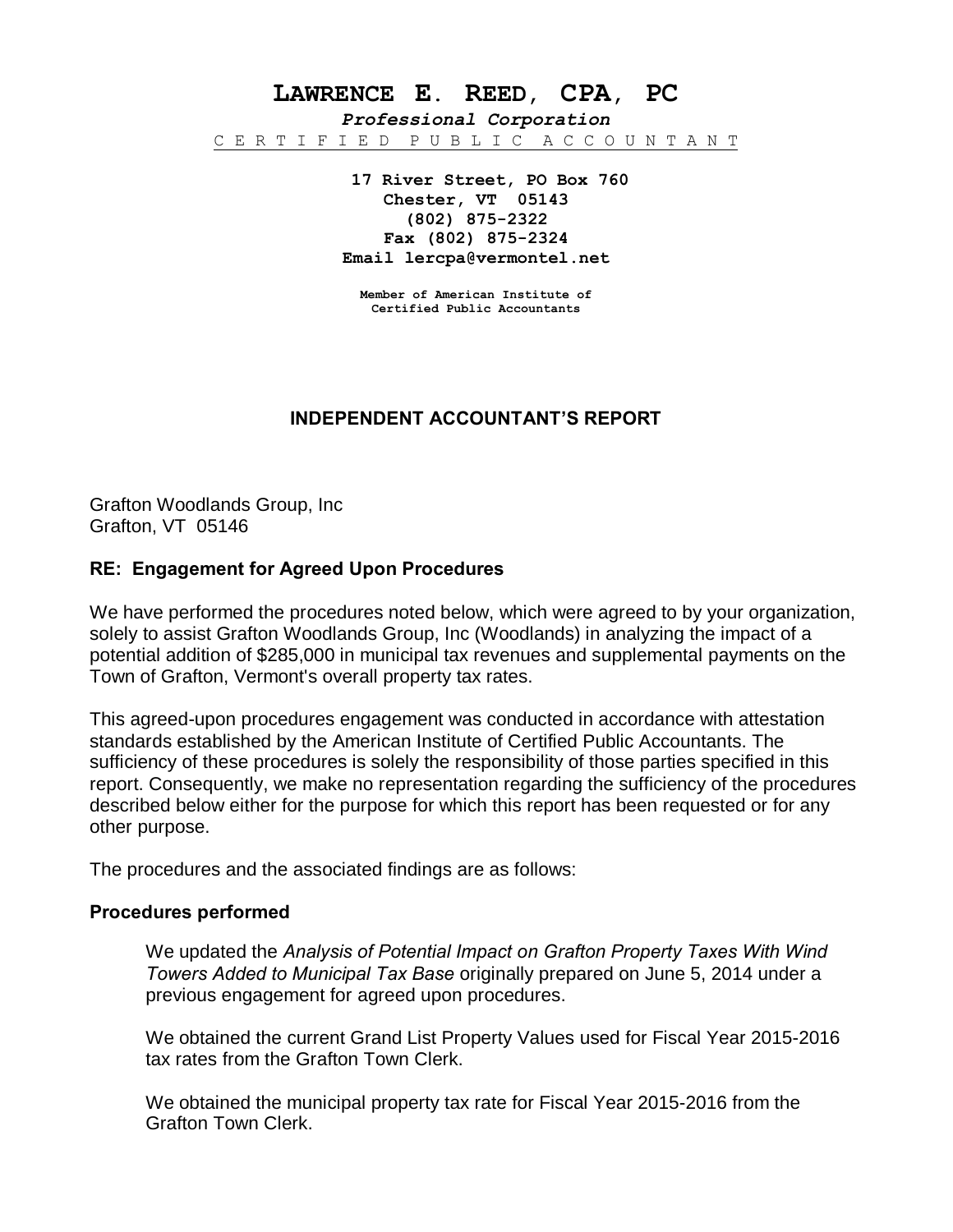# LAWRENCE E. REED, CPA, PC

***Professional Corporation***

CERTIFIED PUBLIC ACCOUNTANT

**17 River Street, PO Box 760**
**Chester, VT 05143**
**(802) 875-2322**
**Fax (802) 875-2324**
**Email lercpa@vermontel.net**

**Member of American Institute of Certified Public Accountants**

## INDEPENDENT ACCOUNTANT'S REPORT

Grafton Woodlands Group, Inc
Grafton, VT 05146

### RE: Engagement for Agreed Upon Procedures

We have performed the procedures noted below, which were agreed to by your organization, solely to assist Grafton Woodlands Group, Inc (Woodlands) in analyzing the impact of a potential addition of $285,000 in municipal tax revenues and supplemental payments on the Town of Grafton, Vermont's overall property tax rates.

This agreed-upon procedures engagement was conducted in accordance with attestation standards established by the American Institute of Certified Public Accountants. The sufficiency of these procedures is solely the responsibility of those parties specified in this report. Consequently, we make no representation regarding the sufficiency of the procedures described below either for the purpose for which this report has been requested or for any other purpose.

The procedures and the associated findings are as follows:

### Procedures performed

We updated the *Analysis of Potential Impact on Grafton Property Taxes With Wind Towers Added to Municipal Tax Base* originally prepared on June 5, 2014 under a previous engagement for agreed upon procedures.

We obtained the current Grand List Property Values used for Fiscal Year 2015-2016 tax rates from the Grafton Town Clerk.

We obtained the municipal property tax rate for Fiscal Year 2015-2016 from the Grafton Town Clerk.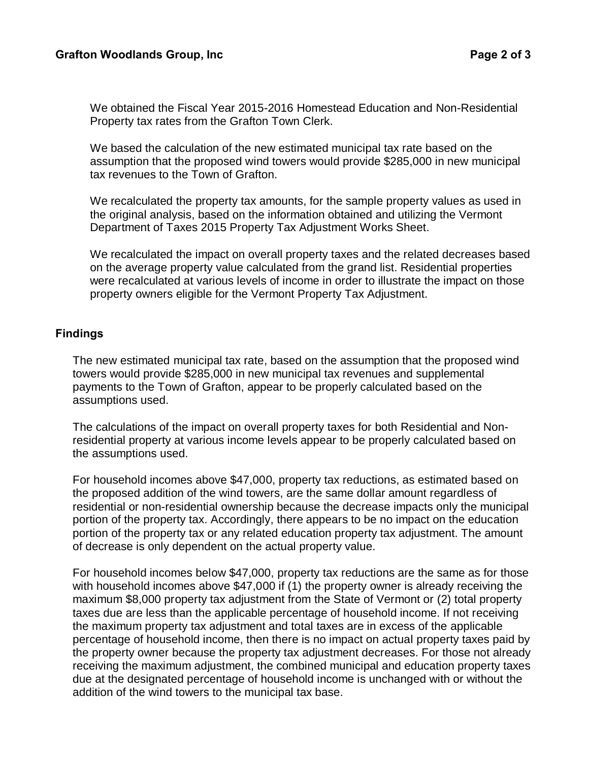We obtained the Fiscal Year 2015-2016 Homestead Education and Non-Residential Property tax rates from the Grafton Town Clerk.

We based the calculation of the new estimated municipal tax rate based on the assumption that the proposed wind towers would provide $285,000 in new municipal tax revenues to the Town of Grafton.

We recalculated the property tax amounts, for the sample property values as used in the original analysis, based on the information obtained and utilizing the Vermont Department of Taxes 2015 Property Tax Adjustment Works Sheet.

We recalculated the impact on overall property taxes and the related decreases based on the average property value calculated from the grand list. Residential properties were recalculated at various levels of income in order to illustrate the impact on those property owners eligible for the Vermont Property Tax Adjustment.

## Findings

The new estimated municipal tax rate, based on the assumption that the proposed wind towers would provide $285,000 in new municipal tax revenues and supplemental payments to the Town of Grafton, appear to be properly calculated based on the assumptions used.

The calculations of the impact on overall property taxes for both Residential and Non-residential property at various income levels appear to be properly calculated based on the assumptions used.

For household incomes above $47,000, property tax reductions, as estimated based on the proposed addition of the wind towers, are the same dollar amount regardless of residential or non-residential ownership because the decrease impacts only the municipal portion of the property tax. Accordingly, there appears to be no impact on the education portion of the property tax or any related education property tax adjustment. The amount of decrease is only dependent on the actual property value.

For household incomes below $47,000, property tax reductions are the same as for those with household incomes above $47,000 if (1) the property owner is already receiving the maximum $8,000 property tax adjustment from the State of Vermont or (2) total property taxes due are less than the applicable percentage of household income. If not receiving the maximum property tax adjustment and total taxes are in excess of the applicable percentage of household income, then there is no impact on actual property taxes paid by the property owner because the property tax adjustment decreases. For those not already receiving the maximum adjustment, the combined municipal and education property taxes due at the designated percentage of household income is unchanged with or without the addition of the wind towers to the municipal tax base.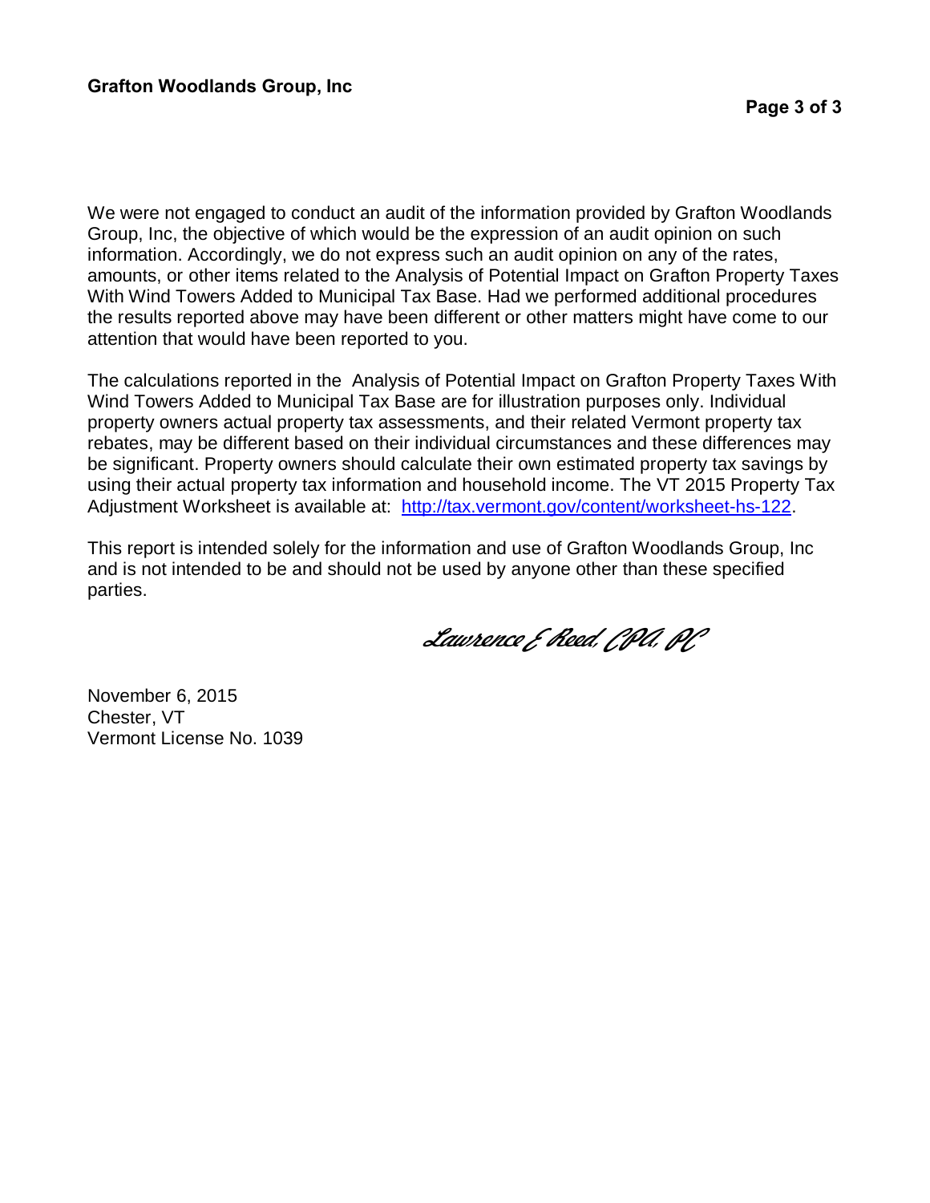We were not engaged to conduct an audit of the information provided by Grafton Woodlands Group, Inc, the objective of which would be the expression of an audit opinion on such information. Accordingly, we do not express such an audit opinion on any of the rates, amounts, or other items related to the Analysis of Potential Impact on Grafton Property Taxes With Wind Towers Added to Municipal Tax Base. Had we performed additional procedures the results reported above may have been different or other matters might have come to our attention that would have been reported to you.

The calculations reported in the Analysis of Potential Impact on Grafton Property Taxes With Wind Towers Added to Municipal Tax Base are for illustration purposes only. Individual property owners actual property tax assessments, and their related Vermont property tax rebates, may be different based on their individual circumstances and these differences may be significant. Property owners should calculate their own estimated property tax savings by using their actual property tax information and household income. The VT 2015 Property Tax Adjustment Worksheet is available at: [http://tax.vermont.gov/content/worksheet-hs-122](http://tax.vermont.gov/content/worksheet-hs-122).

This report is intended solely for the information and use of Grafton Woodlands Group, Inc and is not intended to be and should not be used by anyone other than these specified parties.

*Lawrence E Reed, CPA, PC*

November 6, 2015
Chester, VT
Vermont License No. 1039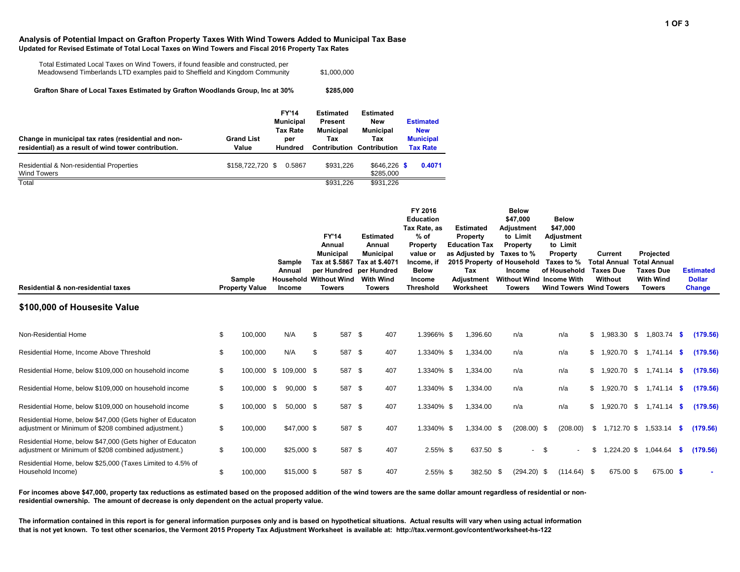**Analysis of Potential Impact on Grafton Property Taxes With Wind Towers Added to Municipal Tax Base**
**Updated for Revised Estimate of Total Local Taxes on Wind Towers and Fiscal 2016 Property Tax Rates**

| | |
|---|---|
| Total Estimated Local Taxes on Wind Towers, if found feasible and constructed, per Meadowsend Timberlands LTD examples paid to Sheffield and Kingdom Community | $1,000,000 |
| **Grafton Share of Local Taxes Estimated by Grafton Woodlands Group, Inc at 30%** | **$285,000** |

| Change in municipal tax rates (residential and non-residential) as a result of wind tower contribution. | Grand List Value | FY'14 Municipal Tax Rate per Hundred | Estimated Present Municipal Tax Contribution | Estimated New Municipal Tax Contribution | Estimated New Municipal Tax Rate |
|---|---|---|---|---|---|
| Residential & Non-residential Properties | $158,722,720 | $ 0.5867 | $931,226 | $646,226 | $ 0.4071 |
| Wind Towers | | | | $285,000 | |
| Total | | | $931,226 | $931,226 | |

| Residential & non-residential taxes | Sample Property Value | Sample Annual Household Income | FY'14 Annual Municipal Tax at $.5867 per Hundred Without Wind Towers | Estimated Annual Municipal Tax at $.4071 per Hundred With Wind Towers | FY 2016 Education Tax Rate, as % of Property value or Income, if Below Income Threshold | Estimated Property Education Tax as Adjusted by 2015 Property Tax Adjustment Worksheet | Below $47,000 Adjustment to Limit Property Taxes to % of Household Income Without Wind Towers | Below $47,000 Adjustment to Limit Property Taxes to % of Household Income With Wind Towers | Current Total Annual Taxes Due Without Wind Towers | Projected Total Annual Taxes Due With Wind Towers | Estimated Dollar Change |
|---|---|---|---|---|---|---|---|---|---|---|---|
| **$100,000 of Housesite Value** | | | | | | | | | | | |
| Non-Residential Home | $ 100,000 | N/A | $ 587 | $ 407 | 1.3966% | $ 1,396.60 | n/a | n/a | $ 1,983.30 | $ 1,803.74 | $ (179.56) |
| Residential Home, Income Above Threshold | $ 100,000 | N/A | $ 587 | $ 407 | 1.3340% | $ 1,334.00 | n/a | n/a | $ 1,920.70 | $ 1,741.14 | $ (179.56) |
| Residential Home, below $109,000 on household income | $ 100,000 | $ 109,000 | $ 587 | $ 407 | 1.3340% | $ 1,334.00 | n/a | n/a | $ 1,920.70 | $ 1,741.14 | $ (179.56) |
| Residential Home, below $109,000 on household income | $ 100,000 | $ 90,000 | $ 587 | $ 407 | 1.3340% | $ 1,334.00 | n/a | n/a | $ 1,920.70 | $ 1,741.14 | $ (179.56) |
| Residential Home, below $109,000 on household income | $ 100,000 | $ 50,000 | $ 587 | $ 407 | 1.3340% | $ 1,334.00 | n/a | n/a | $ 1,920.70 | $ 1,741.14 | $ (179.56) |
| Residential Home, below $47,000 (Gets higher of Educaton adjustment or Minimum of $208 combined adjustment.) | $ 100,000 | $47,000 | $ 587 | $ 407 | 1.3340% | $ 1,334.00 | $ (208.00) | $ (208.00) | $ 1,712.70 | $ 1,533.14 | $ (179.56) |
| Residential Home, below $47,000 (Gets higher of Educaton adjustment or Minimum of $208 combined adjustment.) | $ 100,000 | $25,000 | $ 587 | $ 407 | 2.55% | $ 637.50 | $ - | $ - | $ 1,224.20 | $ 1,044.64 | $ (179.56) |
| Residential Home, below $25,000 (Taxes Limited to 4.5% of Household Income) | $ 100,000 | $15,000 | $ 587 | $ 407 | 2.55% | $ 382.50 | $ (294.20) | $ (114.64) | $ 675.00 | $ 675.00 | $ - |

**For incomes above $47,000, property tax reductions as estimated based on the proposed addition of the wind towers are the same dollar amount regardless of residential or non-residential ownership. The amount of decrease is only dependent on the actual property value.**

**The information contained in this report is for general information purposes only and is based on hypothetical situations. Actual results will vary when using actual information that is not yet known. To test other scenarios, the Vermont 2015 Property Tax Adjustment Worksheet is available at: http://tax.vermont.gov/content/worksheet-hs-122**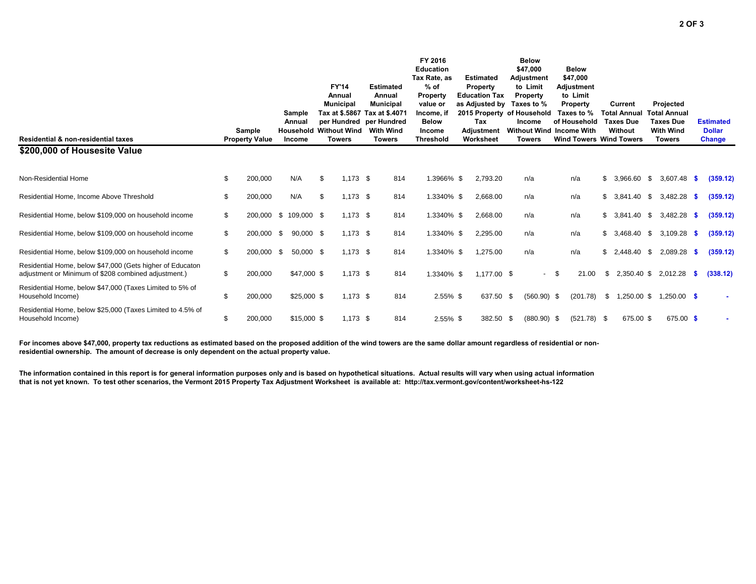| Residential & non-residential taxes | Sample Property Value | Sample Annual Household Income | FY'14 Annual Municipal Tax at $.5867 per Hundred Without Wind Towers | Estimated Annual Municipal Tax at $.4071 per Hundred With Wind Towers | FY 2016 Education Tax Rate, as % of Property value or Income, if Below Income Threshold | Estimated Property Education Tax as Adjusted by 2015 Property Tax Adjustment Worksheet | Below $47,000 Adjustment to Limit Property Taxes to % of Household Income Without Wind Towers | Below $47,000 Adjustment to Limit Property Taxes to % of Household Income With Wind Towers | Current Total Annual Taxes Due Without Wind Towers | Projected Total Annual Taxes Due With Wind Towers | Estimated Dollar Change |
|---|---|---|---|---|---|---|---|---|---|---|---|
| **$200,000 of Housesite Value** | | | | | | | | | | | |
| Non-Residential Home | $ 200,000 | N/A | $ 1,173 | $ 814 | 1.3966% | $ 2,793.20 | n/a | n/a | $ 3,966.60 | $ 3,607.48 | $ (359.12) |
| Residential Home, Income Above Threshold | $ 200,000 | N/A | $ 1,173 | $ 814 | 1.3340% | $ 2,668.00 | n/a | n/a | $ 3,841.40 | $ 3,482.28 | $ (359.12) |
| Residential Home, below $109,000 on household income | $ 200,000 | $ 109,000 | $ 1,173 | $ 814 | 1.3340% | $ 2,668.00 | n/a | n/a | $ 3,841.40 | $ 3,482.28 | $ (359.12) |
| Residential Home, below $109,000 on household income | $ 200,000 | $ 90,000 | $ 1,173 | $ 814 | 1.3340% | $ 2,295.00 | n/a | n/a | $ 3,468.40 | $ 3,109.28 | $ (359.12) |
| Residential Home, below $109,000 on household income | $ 200,000 | $ 50,000 | $ 1,173 | $ 814 | 1.3340% | $ 1,275.00 | n/a | n/a | $ 2,448.40 | $ 2,089.28 | $ (359.12) |
| Residential Home, below $47,000 (Gets higher of Educaton adjustment or Minimum of $208 combined adjustment.) | $ 200,000 | $47,000 | $ 1,173 | $ 814 | 1.3340% | $ 1,177.00 | $ - | $ 21.00 | $ 2,350.40 | $ 2,012.28 | $ (338.12) |
| Residential Home, below $47,000 (Taxes Limited to 5% of Household Income) | $ 200,000 | $25,000 | $ 1,173 | $ 814 | 2.55% | $ 637.50 | $ (560.90) | $ (201.78) | $ 1,250.00 | $ 1,250.00 | $ - |
| Residential Home, below $25,000 (Taxes Limited to 4.5% of Household Income) | $ 200,000 | $15,000 | $ 1,173 | $ 814 | 2.55% | $ 382.50 | $ (880.90) | $ (521.78) | $ 675.00 | $ 675.00 | $ - |

**For incomes above $47,000, property tax reductions as estimated based on the proposed addition of the wind towers are the same dollar amount regardless of residential or non-residential ownership. The amount of decrease is only dependent on the actual property value.**

**The information contained in this report is for general information purposes only and is based on hypothetical situations. Actual results will vary when using actual information that is not yet known. To test other scenarios, the Vermont 2015 Property Tax Adjustment Worksheet is available at: http://tax.vermont.gov/content/worksheet-hs-122**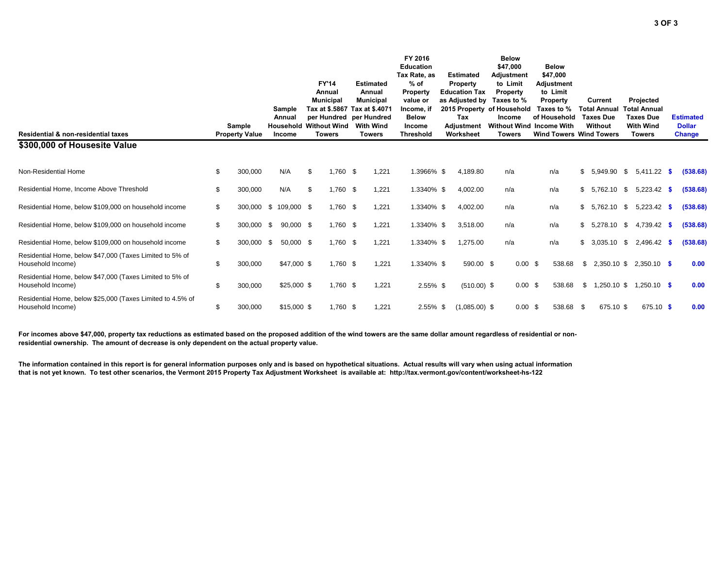| Residential & non-residential taxes | Sample Property Value | Sample Annual Household Income | FY'14 Annual Municipal Tax at $.5867 per Hundred Without Wind Towers | Estimated Annual Municipal Tax at $.4071 per Hundred With Wind Towers | FY 2016 Education Tax Rate, as % of Property value or Income, if Below Income Threshold | Estimated Property Education Tax as Adjusted by 2015 Property Tax Adjustment Worksheet | Below $47,000 Adjustment to Limit Property Taxes to % of Household Income Without Wind Towers | Below $47,000 Adjustment to Limit Property Taxes to % of Household Income With Wind Towers | Current Total Annual Taxes Due Without Wind Towers | Projected Total Annual Taxes Due With Wind Towers | Estimated Dollar Change |
|---|---|---|---|---|---|---|---|---|---|---|---|
| **$300,000 of Housesite Value** | | | | | | | | | | | |
| Non-Residential Home | $ 300,000 | N/A | $ 1,760 | $ 1,221 | 1.3966% | $ 4,189.80 | n/a | n/a | $ 5,949.90 | $ 5,411.22 | **$ (538.68)** |
| Residential Home, Income Above Threshold | $ 300,000 | N/A | $ 1,760 | $ 1,221 | 1.3340% | $ 4,002.00 | n/a | n/a | $ 5,762.10 | $ 5,223.42 | **$ (538.68)** |
| Residential Home, below $109,000 on household income | $ 300,000 | $ 109,000 | $ 1,760 | $ 1,221 | 1.3340% | $ 4,002.00 | n/a | n/a | $ 5,762.10 | $ 5,223.42 | **$ (538.68)** |
| Residential Home, below $109,000 on household income | $ 300,000 | $ 90,000 | $ 1,760 | $ 1,221 | 1.3340% | $ 3,518.00 | n/a | n/a | $ 5,278.10 | $ 4,739.42 | **$ (538.68)** |
| Residential Home, below $109,000 on household income | $ 300,000 | $ 50,000 | $ 1,760 | $ 1,221 | 1.3340% | $ 1,275.00 | n/a | n/a | $ 3,035.10 | $ 2,496.42 | **$ (538.68)** |
| Residential Home, below $47,000 (Taxes Limited to 5% of Household Income) | $ 300,000 | $47,000 | $ 1,760 | $ 1,221 | 1.3340% | $ 590.00 | $ 0.00 | $ 538.68 | $ 2,350.10 | $ 2,350.10 | **$ 0.00** |
| Residential Home, below $47,000 (Taxes Limited to 5% of Household Income) | $ 300,000 | $25,000 | $ 1,760 | $ 1,221 | 2.55% | $ (510.00) | $ 0.00 | $ 538.68 | $ 1,250.10 | $ 1,250.10 | **$ 0.00** |
| Residential Home, below $25,000 (Taxes Limited to 4.5% of Household Income) | $ 300,000 | $15,000 | $ 1,760 | $ 1,221 | 2.55% | $ (1,085.00) | $ 0.00 | $ 538.68 | $ 675.10 | $ 675.10 | **$ 0.00** |

**For incomes above $47,000, property tax reductions as estimated based on the proposed addition of the wind towers are the same dollar amount regardless of residential or non-residential ownership. The amount of decrease is only dependent on the actual property value.**

**The information contained in this report is for general information purposes only and is based on hypothetical situations. Actual results will vary when using actual information that is not yet known. To test other scenarios, the Vermont 2015 Property Tax Adjustment Worksheet is available at: http://tax.vermont.gov/content/worksheet-hs-122**